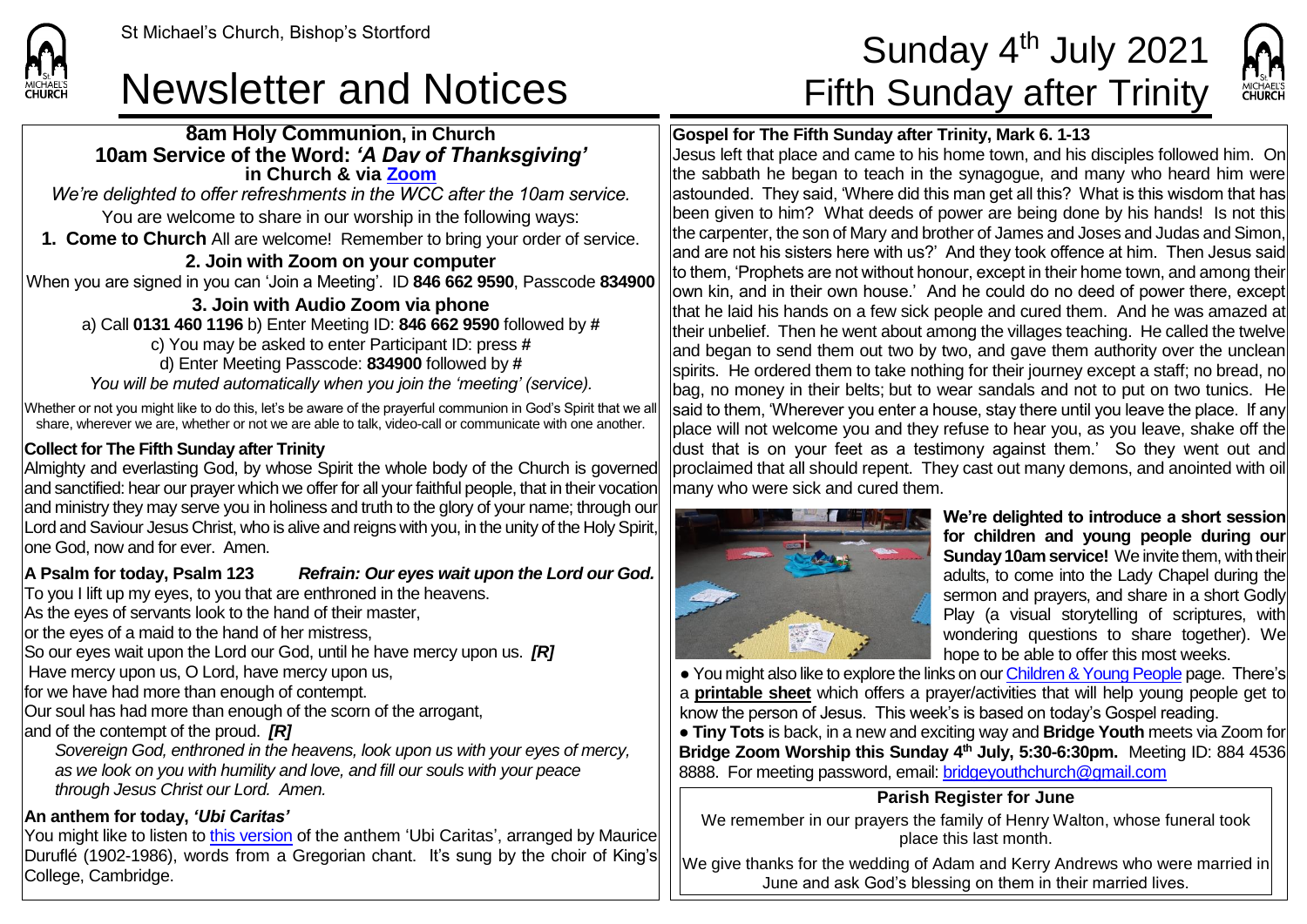St Michael's Church, Bishop's Stortford

# Newsletter and Notices

# Sunday 4th July 2021 Fifth Sunday after Trinity

## 8am Holy Communion, in Church
## 10am Service of the Word: *'A Day of Thanksgiving'* in Church & via Zoom

*We're delighted to offer refreshments in the WCC after the 10am service.*

You are welcome to share in our worship in the following ways:

**1. Come to Church** All are welcome! Remember to bring your order of service.

**2. Join with Zoom on your computer**

When you are signed in you can 'Join a Meeting'. ID **846 662 9590**, Passcode **834900**

**3. Join with Audio Zoom via phone**

a) Call **0131 460 1196** b) Enter Meeting ID: **846 662 9590** followed by **#**

c) You may be asked to enter Participant ID: press **#**

d) Enter Meeting Passcode: **834900** followed by **#**

*You will be muted automatically when you join the 'meeting' (service).*

Whether or not you might like to do this, let's be aware of the prayerful communion in God's Spirit that we all share, wherever we are, whether or not we are able to talk, video-call or communicate with one another.

**Collect for The Fifth Sunday after Trinity**

Almighty and everlasting God, by whose Spirit the whole body of the Church is governed and sanctified: hear our prayer which we offer for all your faithful people, that in their vocation and ministry they may serve you in holiness and truth to the glory of your name; through our Lord and Saviour Jesus Christ, who is alive and reigns with you, in the unity of the Holy Spirit, one God, now and for ever. Amen.

**A Psalm for today, Psalm 123** ***Refrain: Our eyes wait upon the Lord our God.***

To you I lift up my eyes, to you that are enthroned in the heavens.
As the eyes of servants look to the hand of their master,
or the eyes of a maid to the hand of her mistress,
So our eyes wait upon the Lord our God, until he have mercy upon us. ***[R]***
Have mercy upon us, O Lord, have mercy upon us,
for we have had more than enough of contempt.
Our soul has had more than enough of the scorn of the arrogant,
and of the contempt of the proud. ***[R]***

*Sovereign God, enthroned in the heavens, look upon us with your eyes of mercy, as we look on you with humility and love, and fill our souls with your peace through Jesus Christ our Lord. Amen.*

**An anthem for today, *'Ubi Caritas'***

You might like to listen to this version of the anthem 'Ubi Caritas', arranged by Maurice Duruflé (1902-1986), words from a Gregorian chant. It's sung by the choir of King's College, Cambridge.

**Gospel for The Fifth Sunday after Trinity, Mark 6. 1-13**

Jesus left that place and came to his home town, and his disciples followed him. On the sabbath he began to teach in the synagogue, and many who heard him were astounded. They said, 'Where did this man get all this? What is this wisdom that has been given to him? What deeds of power are being done by his hands! Is not this the carpenter, the son of Mary and brother of James and Joses and Judas and Simon, and are not his sisters here with us?' And they took offence at him. Then Jesus said to them, 'Prophets are not without honour, except in their home town, and among their own kin, and in their own house.' And he could do no deed of power there, except that he laid his hands on a few sick people and cured them. And he was amazed at their unbelief. Then he went about among the villages teaching. He called the twelve and began to send them out two by two, and gave them authority over the unclean spirits. He ordered them to take nothing for their journey except a staff; no bread, no bag, no money in their belts; but to wear sandals and not to put on two tunics. He said to them, 'Wherever you enter a house, stay there until you leave the place. If any place will not welcome you and they refuse to hear you, as you leave, shake off the dust that is on your feet as a testimony against them.' So they went out and proclaimed that all should repent. They cast out many demons, and anointed with oil many who were sick and cured them.

**We're delighted to introduce a short session for children and young people during our Sunday 10am service!** We invite them, with their adults, to come into the Lady Chapel during the sermon and prayers, and share in a short Godly Play (a visual storytelling of scriptures, with wondering questions to share together). We hope to be able to offer this most weeks.

● You might also like to explore the links on our Children & Young People page. There's a **printable sheet** which offers a prayer/activities that will help young people get to know the person of Jesus. This week's is based on today's Gospel reading.

● **Tiny Tots** is back, in a new and exciting way and **Bridge Youth** meets via Zoom for **Bridge Zoom Worship this Sunday 4th July, 5:30-6:30pm.** Meeting ID: 884 4536 8888. For meeting password, email: bridgeyouthchurch@gmail.com

**Parish Register for June**

We remember in our prayers the family of Henry Walton, whose funeral took place this last month.

We give thanks for the wedding of Adam and Kerry Andrews who were married in June and ask God's blessing on them in their married lives.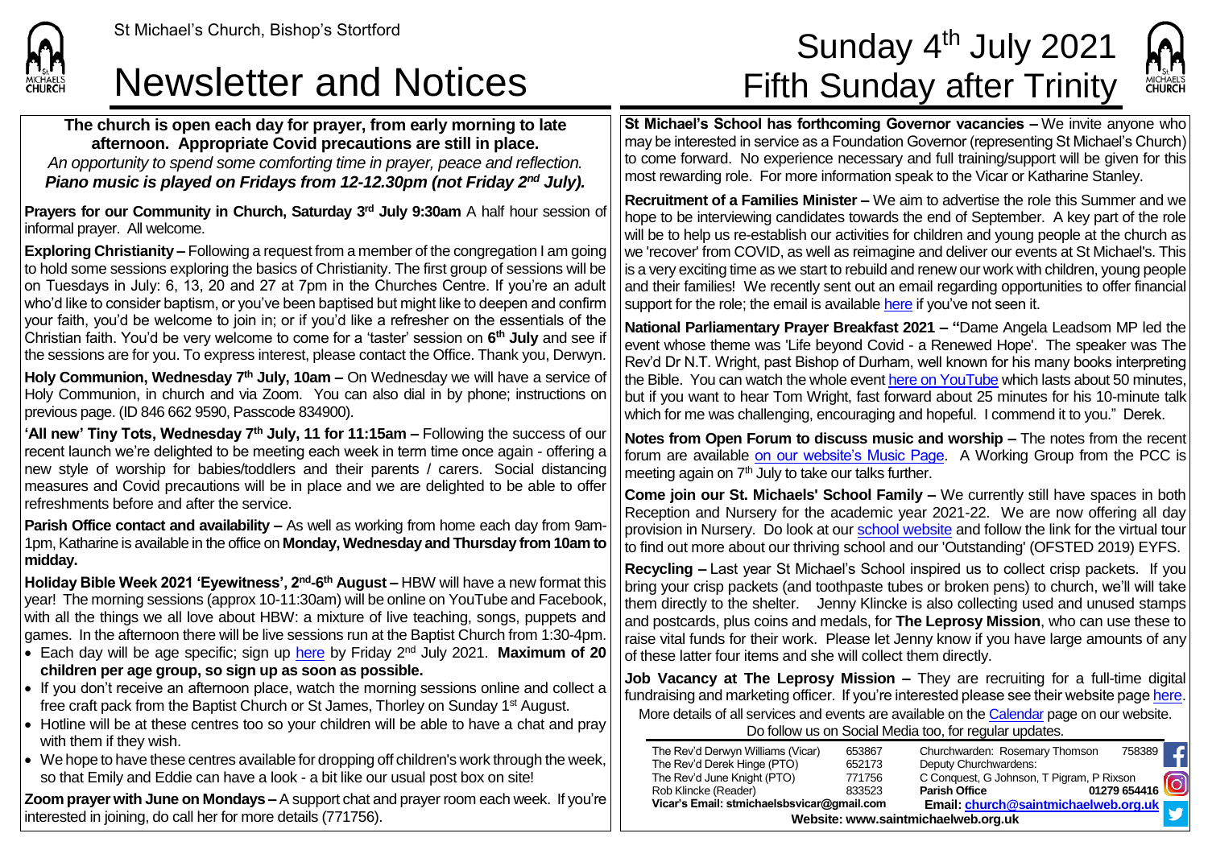St Michael's Church, Bishop's Stortford

# Newsletter and Notices

# Sunday 4th July 2021
# Fifth Sunday after Trinity

**The church is open each day for prayer, from early morning to late afternoon. Appropriate Covid precautions are still in place.**
*An opportunity to spend some comforting time in prayer, peace and reflection.*
***Piano music is played on Fridays from 12-12.30pm (not Friday 2nd July).***

**Prayers for our Community in Church, Saturday 3rd July 9:30am** A half hour session of informal prayer. All welcome.

**Exploring Christianity –** Following a request from a member of the congregation I am going to hold some sessions exploring the basics of Christianity. The first group of sessions will be on Tuesdays in July: 6, 13, 20 and 27 at 7pm in the Churches Centre. If you're an adult who'd like to consider baptism, or you've been baptised but might like to deepen and confirm your faith, you'd be welcome to join in; or if you'd like a refresher on the essentials of the Christian faith. You'd be very welcome to come for a 'taster' session on **6th July** and see if the sessions are for you. To express interest, please contact the Office. Thank you, Derwyn.

**Holy Communion, Wednesday 7th July, 10am –** On Wednesday we will have a service of Holy Communion, in church and via Zoom. You can also dial in by phone; instructions on previous page. (ID 846 662 9590, Passcode 834900).

**'All new' Tiny Tots, Wednesday 7th July, 11 for 11:15am –** Following the success of our recent launch we're delighted to be meeting each week in term time once again - offering a new style of worship for babies/toddlers and their parents / carers. Social distancing measures and Covid precautions will be in place and we are delighted to be able to offer refreshments before and after the service.

**Parish Office contact and availability –** As well as working from home each day from 9am-1pm, Katharine is available in the office on **Monday, Wednesday and Thursday from 10am to midday.**

**Holiday Bible Week 2021 'Eyewitness', 2nd-6th August –** HBW will have a new format this year! The morning sessions (approx 10-11:30am) will be online on YouTube and Facebook, with all the things we all love about HBW: a mixture of live teaching, songs, puppets and games. In the afternoon there will be live sessions run at the Baptist Church from 1:30-4pm.

- Each day will be age specific; sign up here by Friday 2nd July 2021. **Maximum of 20 children per age group, so sign up as soon as possible.**
- If you don't receive an afternoon place, watch the morning sessions online and collect a free craft pack from the Baptist Church or St James, Thorley on Sunday 1st August.
- Hotline will be at these centres too so your children will be able to have a chat and pray with them if they wish.
- We hope to have these centres available for dropping off children's work through the week, so that Emily and Eddie can have a look - a bit like our usual post box on site!

**Zoom prayer with June on Mondays –** A support chat and prayer room each week. If you're interested in joining, do call her for more details (771756).

**St Michael's School has forthcoming Governor vacancies –** We invite anyone who may be interested in service as a Foundation Governor (representing St Michael's Church) to come forward. No experience necessary and full training/support will be given for this most rewarding role. For more information speak to the Vicar or Katharine Stanley.

**Recruitment of a Families Minister –** We aim to advertise the role this Summer and we hope to be interviewing candidates towards the end of September. A key part of the role will be to help us re-establish our activities for children and young people at the church as we 'recover' from COVID, as well as reimagine and deliver our events at St Michael's. This is a very exciting time as we start to rebuild and renew our work with children, young people and their families! We recently sent out an email regarding opportunities to offer financial support for the role; the email is available here if you've not seen it.

**National Parliamentary Prayer Breakfast 2021 – "**Dame Angela Leadsom MP led the event whose theme was 'Life beyond Covid - a Renewed Hope'. The speaker was The Rev'd Dr N.T. Wright, past Bishop of Durham, well known for his many books interpreting the Bible. You can watch the whole event here on YouTube which lasts about 50 minutes, but if you want to hear Tom Wright, fast forward about 25 minutes for his 10-minute talk which for me was challenging, encouraging and hopeful. I commend it to you." Derek.

**Notes from Open Forum to discuss music and worship –** The notes from the recent forum are available on our website's Music Page. A Working Group from the PCC is meeting again on 7th July to take our talks further.

**Come join our St. Michaels' School Family –** We currently still have spaces in both Reception and Nursery for the academic year 2021-22. We are now offering all day provision in Nursery. Do look at our school website and follow the link for the virtual tour to find out more about our thriving school and our 'Outstanding' (OFSTED 2019) EYFS.

**Recycling –** Last year St Michael's School inspired us to collect crisp packets. If you bring your crisp packets (and toothpaste tubes or broken pens) to church, we'll will take them directly to the shelter. Jenny Klincke is also collecting used and unused stamps and postcards, plus coins and medals, for **The Leprosy Mission**, who can use these to raise vital funds for their work. Please let Jenny know if you have large amounts of any of these latter four items and she will collect them directly.

**Job Vacancy at The Leprosy Mission –** They are recruiting for a full-time digital fundraising and marketing officer. If you're interested please see their website page here.

More details of all services and events are available on the Calendar page on our website.
Do follow us on Social Media too, for regular updates.

| | | | |
|---|---|---|---|
| The Rev'd Derwyn Williams (Vicar) | 653867 | Churchwarden: Rosemary Thomson | 758389 |
| The Rev'd Derek Hinge (PTO) | 652173 | Deputy Churchwardens: | |
| The Rev'd June Knight (PTO) | 771756 | C Conquest, G Johnson, T Pigram, P Rixson | |
| Rob Klincke (Reader) | 833523 | **Parish Office** | **01279 654416** |
| **Vicar's Email: stmichaelsbsvicar@gmail.com** | | **Email: church@saintmichaelweb.org.uk** | |

**Website: www.saintmichaelweb.org.uk**